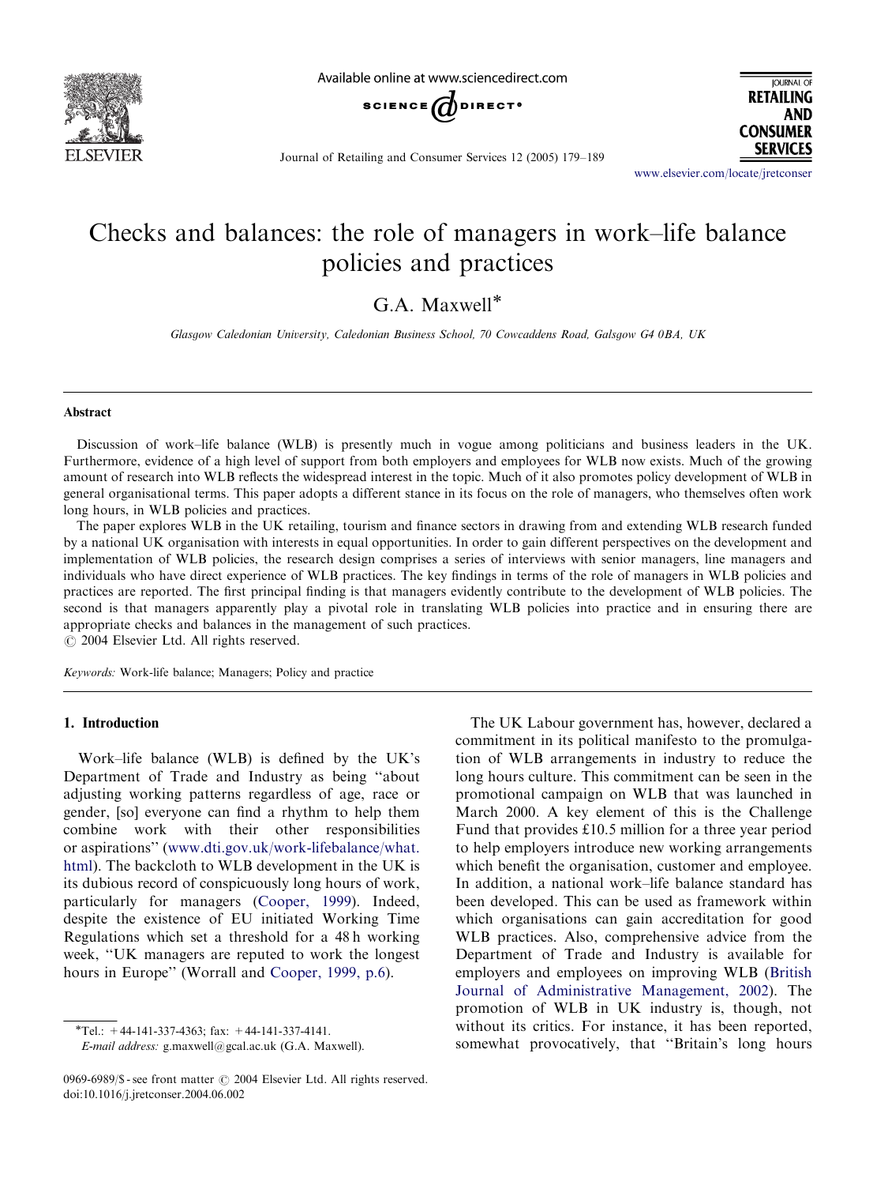# Checks and balances: the role of managers in work–life balance policies and practices

G.A. Maxwell*

*Glasgow Caledonian University, Caledonian Business School, 70 Cowcaddens Road, Galsgow G4 0BA, UK*

## Abstract

Discussion of work–life balance (WLB) is presently much in vogue among politicians and business leaders in the UK. Furthermore, evidence of a high level of support from both employers and employees for WLB now exists. Much of the growing amount of research into WLB reflects the widespread interest in the topic. Much of it also promotes policy development of WLB in general organisational terms. This paper adopts a different stance in its focus on the role of managers, who themselves often work long hours, in WLB policies and practices.

The paper explores WLB in the UK retailing, tourism and finance sectors in drawing from and extending WLB research funded by a national UK organisation with interests in equal opportunities. In order to gain different perspectives on the development and implementation of WLB policies, the research design comprises a series of interviews with senior managers, line managers and individuals who have direct experience of WLB practices. The key findings in terms of the role of managers in WLB policies and practices are reported. The first principal finding is that managers evidently contribute to the development of WLB policies. The second is that managers apparently play a pivotal role in translating WLB policies into practice and in ensuring there are appropriate checks and balances in the management of such practices.

© 2004 Elsevier Ltd. All rights reserved.

*Keywords:* Work-life balance; Managers; Policy and practice

## 1. Introduction

Work–life balance (WLB) is defined by the UK's Department of Trade and Industry as being "about adjusting working patterns regardless of age, race or gender, [so] everyone can find a rhythm to help them combine work with their other responsibilities or aspirations" (www.dti.gov.uk/work-lifebalance/what.html). The backcloth to WLB development in the UK is its dubious record of conspicuously long hours of work, particularly for managers (Cooper, 1999). Indeed, despite the existence of EU initiated Working Time Regulations which set a threshold for a 48 h working week, "UK managers are reputed to work the longest hours in Europe" (Worrall and Cooper, 1999, p.6).

The UK Labour government has, however, declared a commitment in its political manifesto to the promulgation of WLB arrangements in industry to reduce the long hours culture. This commitment can be seen in the promotional campaign on WLB that was launched in March 2000. A key element of this is the Challenge Fund that provides £10.5 million for a three year period to help employers introduce new working arrangements which benefit the organisation, customer and employee. In addition, a national work–life balance standard has been developed. This can be used as framework within which organisations can gain accreditation for good WLB practices. Also, comprehensive advice from the Department of Trade and Industry is available for employers and employees on improving WLB (British Journal of Administrative Management, 2002). The promotion of WLB in UK industry is, though, not without its critics. For instance, it has been reported, somewhat provocatively, that "Britain's long hours

*Tel.: +44-141-337-4363; fax: +44-141-337-4141.
*E-mail address:* g.maxwell@gcal.ac.uk (G.A. Maxwell).

0969-6989/$ - see front matter © 2004 Elsevier Ltd. All rights reserved.
doi:10.1016/j.jretconser.2004.06.002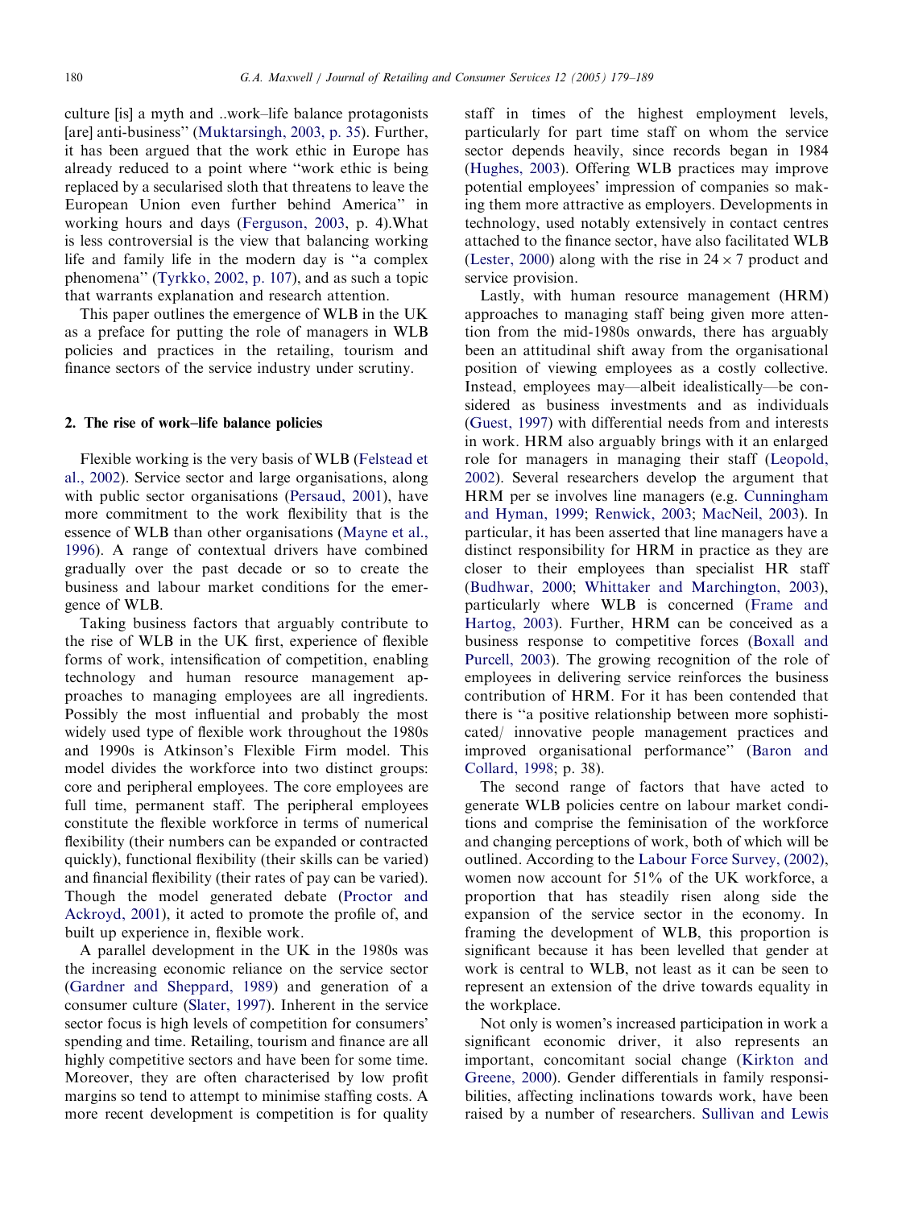culture [is] a myth and ..work–life balance protagonists [are] anti-business'' (Muktarsingh, 2003, p. 35). Further, it has been argued that the work ethic in Europe has already reduced to a point where ''work ethic is being replaced by a secularised sloth that threatens to leave the European Union even further behind America'' in working hours and days (Ferguson, 2003, p. 4).What is less controversial is the view that balancing working life and family life in the modern day is ''a complex phenomena'' (Tyrkko, 2002, p. 107), and as such a topic that warrants explanation and research attention.

This paper outlines the emergence of WLB in the UK as a preface for putting the role of managers in WLB policies and practices in the retailing, tourism and finance sectors of the service industry under scrutiny.

## 2. The rise of work–life balance policies

Flexible working is the very basis of WLB (Felstead et al., 2002). Service sector and large organisations, along with public sector organisations (Persaud, 2001), have more commitment to the work flexibility that is the essence of WLB than other organisations (Mayne et al., 1996). A range of contextual drivers have combined gradually over the past decade or so to create the business and labour market conditions for the emergence of WLB.

Taking business factors that arguably contribute to the rise of WLB in the UK first, experience of flexible forms of work, intensification of competition, enabling technology and human resource management approaches to managing employees are all ingredients. Possibly the most influential and probably the most widely used type of flexible work throughout the 1980s and 1990s is Atkinson's Flexible Firm model. This model divides the workforce into two distinct groups: core and peripheral employees. The core employees are full time, permanent staff. The peripheral employees constitute the flexible workforce in terms of numerical flexibility (their numbers can be expanded or contracted quickly), functional flexibility (their skills can be varied) and financial flexibility (their rates of pay can be varied). Though the model generated debate (Proctor and Ackroyd, 2001), it acted to promote the profile of, and built up experience in, flexible work.

A parallel development in the UK in the 1980s was the increasing economic reliance on the service sector (Gardner and Sheppard, 1989) and generation of a consumer culture (Slater, 1997). Inherent in the service sector focus is high levels of competition for consumers' spending and time. Retailing, tourism and finance are all highly competitive sectors and have been for some time. Moreover, they are often characterised by low profit margins so tend to attempt to minimise staffing costs. A more recent development is competition is for quality staff in times of the highest employment levels, particularly for part time staff on whom the service sector depends heavily, since records began in 1984 (Hughes, 2003). Offering WLB practices may improve potential employees' impression of companies so making them more attractive as employers. Developments in technology, used notably extensively in contact centres attached to the finance sector, have also facilitated WLB (Lester, 2000) along with the rise in $24 \times 7$ product and service provision.

Lastly, with human resource management (HRM) approaches to managing staff being given more attention from the mid-1980s onwards, there has arguably been an attitudinal shift away from the organisational position of viewing employees as a costly collective. Instead, employees may—albeit idealistically—be considered as business investments and as individuals (Guest, 1997) with differential needs from and interests in work. HRM also arguably brings with it an enlarged role for managers in managing their staff (Leopold, 2002). Several researchers develop the argument that HRM per se involves line managers (e.g. Cunningham and Hyman, 1999; Renwick, 2003; MacNeil, 2003). In particular, it has been asserted that line managers have a distinct responsibility for HRM in practice as they are closer to their employees than specialist HR staff (Budhwar, 2000; Whittaker and Marchington, 2003), particularly where WLB is concerned (Frame and Hartog, 2003). Further, HRM can be conceived as a business response to competitive forces (Boxall and Purcell, 2003). The growing recognition of the role of employees in delivering service reinforces the business contribution of HRM. For it has been contended that there is ''a positive relationship between more sophisticated/ innovative people management practices and improved organisational performance'' (Baron and Collard, 1998; p. 38).

The second range of factors that have acted to generate WLB policies centre on labour market conditions and comprise the feminisation of the workforce and changing perceptions of work, both of which will be outlined. According to the Labour Force Survey, (2002), women now account for 51% of the UK workforce, a proportion that has steadily risen along side the expansion of the service sector in the economy. In framing the development of WLB, this proportion is significant because it has been levelled that gender at work is central to WLB, not least as it can be seen to represent an extension of the drive towards equality in the workplace.

Not only is women's increased participation in work a significant economic driver, it also represents an important, concomitant social change (Kirkton and Greene, 2000). Gender differentials in family responsibilities, affecting inclinations towards work, have been raised by a number of researchers. Sullivan and Lewis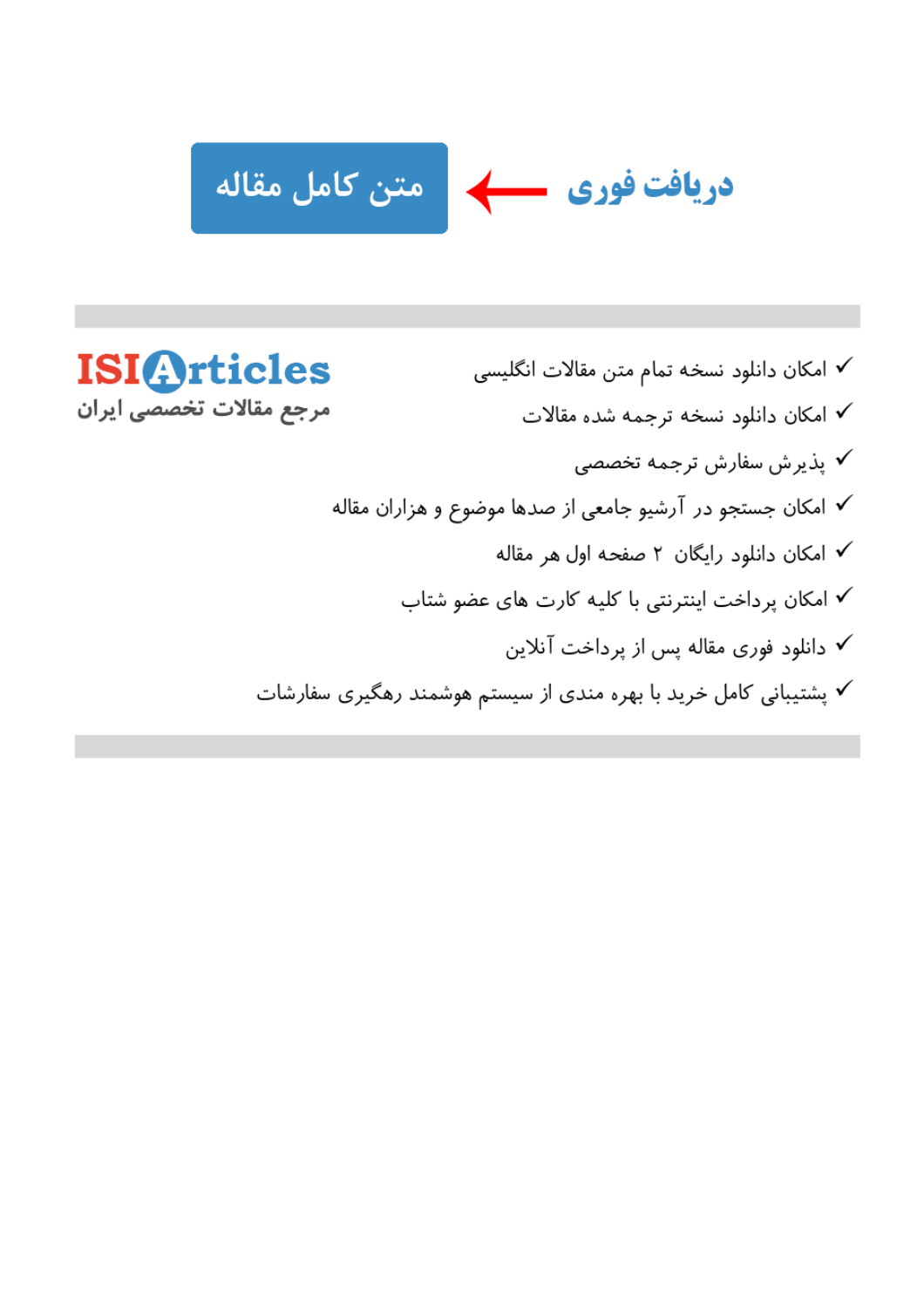دریافت فوری ← **متن کامل مقاله**

**ISIArticles**
مرجع مقالات تخصصی ایران

- ✓ امکان دانلود نسخه تمام متن مقالات انگلیسی
- ✓ امکان دانلود نسخه ترجمه شده مقالات
- ✓ پذیرش سفارش ترجمه تخصصی
- ✓ امکان جستجو در آرشیو جامعی از صدها موضوع و هزاران مقاله
- ✓ امکان دانلود رایگان ۲ صفحه اول هر مقاله
- ✓ امکان پرداخت اینترنتی با کلیه کارت های عضو شتاب
- ✓ دانلود فوری مقاله پس از پرداخت آنلاین
- ✓ پشتیبانی کامل خرید با بهره مندی از سیستم هوشمند رهگیری سفارشات